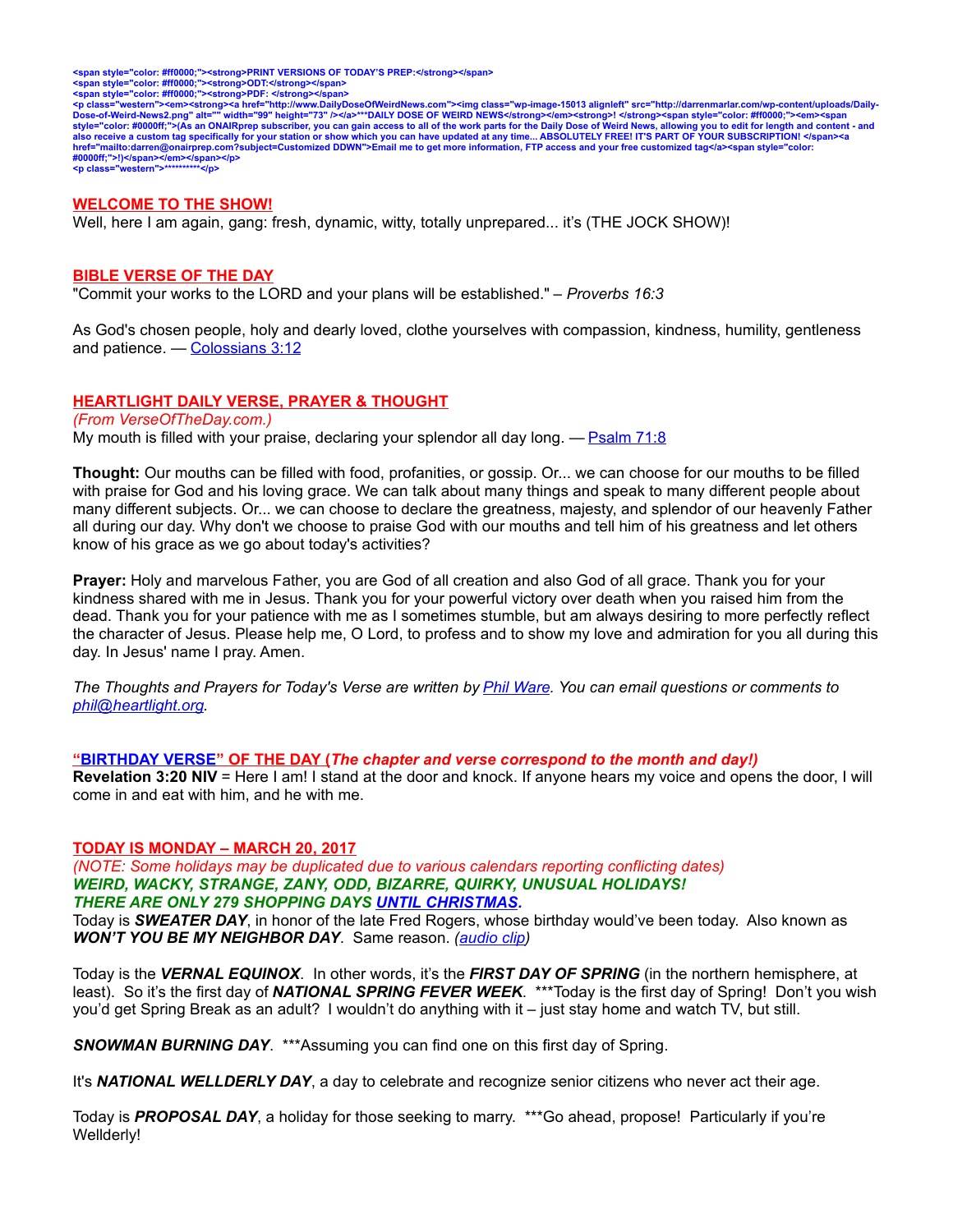<span style="color: #ff0000;"><strong>PRINT VERSIONS OF TODAY'S PREP:</strong></span>
<span style="color: #ff0000;"><strong>ODT:</strong></span>
<span style="color: #ff0000;"><strong>PDF: </strong></span>
<p class="western"><em><strong><a href="http://www.DailyDoseOfWeirdNews.com"><img class="wp-image-15013 alignleft" src="http://darrenmarlar.com/wp-content/uploads/Daily-Dose-of-Weird-News2.png" alt="" width="99" height="73" /></a>***DAILY DOSE OF WEIRD NEWS</strong></em><strong>! </strong><span style="color: #ff0000;"><em><span style="color: #0000ff;">(As an ONAIRprep subscriber, you can gain access to all of the work parts for the Daily Dose of Weird News, allowing you to edit for length and content - and also receive a custom tag specifically for your station or show which you can have updated at any time... ABSOLUTELY FREE! IT'S PART OF YOUR SUBSCRIPTION! </span><a href="mailto:darren@onairprep.com?subject=Customized DDWN">Email me to get more information, FTP access and your free customized tag</a><span style="color: #0000ff;">!)</span></em></span></p>
<p class="western">**********</p>

## WELCOME TO THE SHOW!

Well, here I am again, gang: fresh, dynamic, witty, totally unprepared... it's (THE JOCK SHOW)!

## BIBLE VERSE OF THE DAY

"Commit your works to the LORD and your plans will be established." – *Proverbs 16:3*

As God's chosen people, holy and dearly loved, clothe yourselves with compassion, kindness, humility, gentleness and patience. — Colossians 3:12

## HEARTLIGHT DAILY VERSE, PRAYER & THOUGHT

*(From VerseOfTheDay.com.)*

My mouth is filled with your praise, declaring your splendor all day long. — Psalm 71:8

**Thought:** Our mouths can be filled with food, profanities, or gossip. Or... we can choose for our mouths to be filled with praise for God and his loving grace. We can talk about many things and speak to many different people about many different subjects. Or... we can choose to declare the greatness, majesty, and splendor of our heavenly Father all during our day. Why don't we choose to praise God with our mouths and tell him of his greatness and let others know of his grace as we go about today's activities?

**Prayer:** Holy and marvelous Father, you are God of all creation and also God of all grace. Thank you for your kindness shared with me in Jesus. Thank you for your powerful victory over death when you raised him from the dead. Thank you for your patience with me as I sometimes stumble, but am always desiring to more perfectly reflect the character of Jesus. Please help me, O Lord, to profess and to show my love and admiration for you all during this day. In Jesus' name I pray. Amen.

*The Thoughts and Prayers for Today's Verse are written by Phil Ware. You can email questions or comments to phil@heartlight.org.*

## "BIRTHDAY VERSE" OF THE DAY (*The chapter and verse correspond to the month and day!)*

**Revelation 3:20 NIV** = Here I am! I stand at the door and knock. If anyone hears my voice and opens the door, I will come in and eat with him, and he with me.

## TODAY IS MONDAY – MARCH 20, 2017

*(NOTE: Some holidays may be duplicated due to various calendars reporting conflicting dates)*

***WEIRD, WACKY, STRANGE, ZANY, ODD, BIZARRE, QUIRKY, UNUSUAL HOLIDAYS!***

***THERE ARE ONLY 279 SHOPPING DAYS UNTIL CHRISTMAS.***

Today is ***SWEATER DAY***, in honor of the late Fred Rogers, whose birthday would've been today. Also known as ***WON'T YOU BE MY NEIGHBOR DAY***. Same reason. *(audio clip)*

Today is the ***VERNAL EQUINOX***. In other words, it's the ***FIRST DAY OF SPRING*** (in the northern hemisphere, at least). So it's the first day of ***NATIONAL SPRING FEVER WEEK***. ***Today is the first day of Spring! Don't you wish you'd get Spring Break as an adult? I wouldn't do anything with it – just stay home and watch TV, but still.

***SNOWMAN BURNING DAY***. ***Assuming you can find one on this first day of Spring.

It's ***NATIONAL WELLDERLY DAY***, a day to celebrate and recognize senior citizens who never act their age.

Today is ***PROPOSAL DAY***, a holiday for those seeking to marry. ***Go ahead, propose! Particularly if you're Wellderly!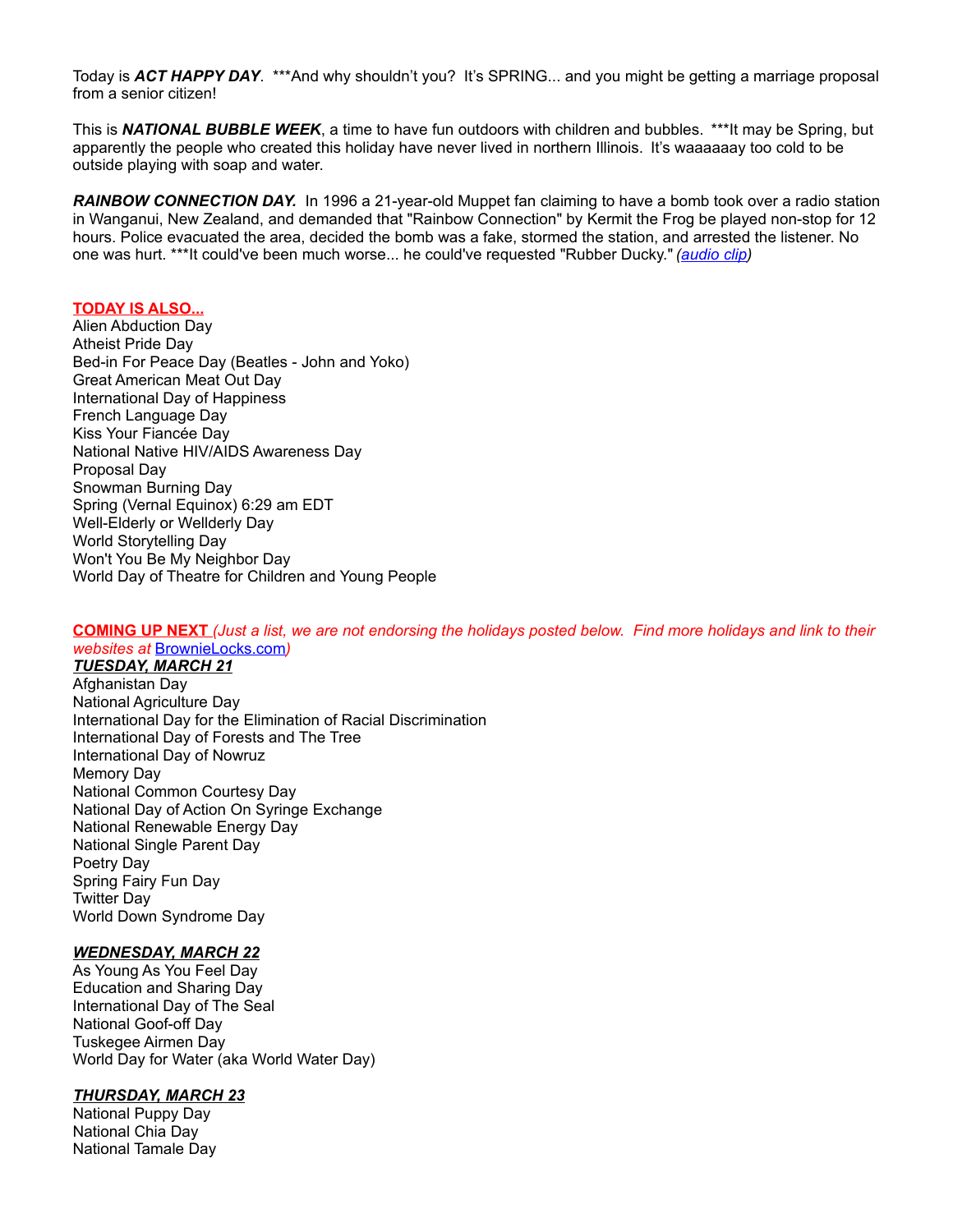Today is ***ACT HAPPY DAY***. ***And why shouldn't you? It's SPRING... and you might be getting a marriage proposal from a senior citizen!

This is ***NATIONAL BUBBLE WEEK***, a time to have fun outdoors with children and bubbles. ***It may be Spring, but apparently the people who created this holiday have never lived in northern Illinois. It's waaaaaay too cold to be outside playing with soap and water.

***RAINBOW CONNECTION DAY.*** In 1996 a 21-year-old Muppet fan claiming to have a bomb took over a radio station in Wanganui, New Zealand, and demanded that "Rainbow Connection" by Kermit the Frog be played non-stop for 12 hours. Police evacuated the area, decided the bomb was a fake, stormed the station, and arrested the listener. No one was hurt. ***It could've been much worse... he could've requested "Rubber Ducky." *(audio clip)*

**TODAY IS ALSO...**

Alien Abduction Day
Atheist Pride Day
Bed-in For Peace Day (Beatles - John and Yoko)
Great American Meat Out Day
International Day of Happiness
French Language Day
Kiss Your Fiancée Day
National Native HIV/AIDS Awareness Day
Proposal Day
Snowman Burning Day
Spring (Vernal Equinox) 6:29 am EDT
Well-Elderly or Wellderly Day
World Storytelling Day
Won't You Be My Neighbor Day
World Day of Theatre for Children and Young People

**COMING UP NEXT** *(Just a list, we are not endorsing the holidays posted below. Find more holidays and link to their websites at* BrownieLocks.com*)*

***TUESDAY, MARCH 21***

Afghanistan Day
National Agriculture Day
International Day for the Elimination of Racial Discrimination
International Day of Forests and The Tree
International Day of Nowruz
Memory Day
National Common Courtesy Day
National Day of Action On Syringe Exchange
National Renewable Energy Day
National Single Parent Day
Poetry Day
Spring Fairy Fun Day
Twitter Day
World Down Syndrome Day

***WEDNESDAY, MARCH 22***

As Young As You Feel Day
Education and Sharing Day
International Day of The Seal
National Goof-off Day
Tuskegee Airmen Day
World Day for Water (aka World Water Day)

***THURSDAY, MARCH 23***

National Puppy Day
National Chia Day
National Tamale Day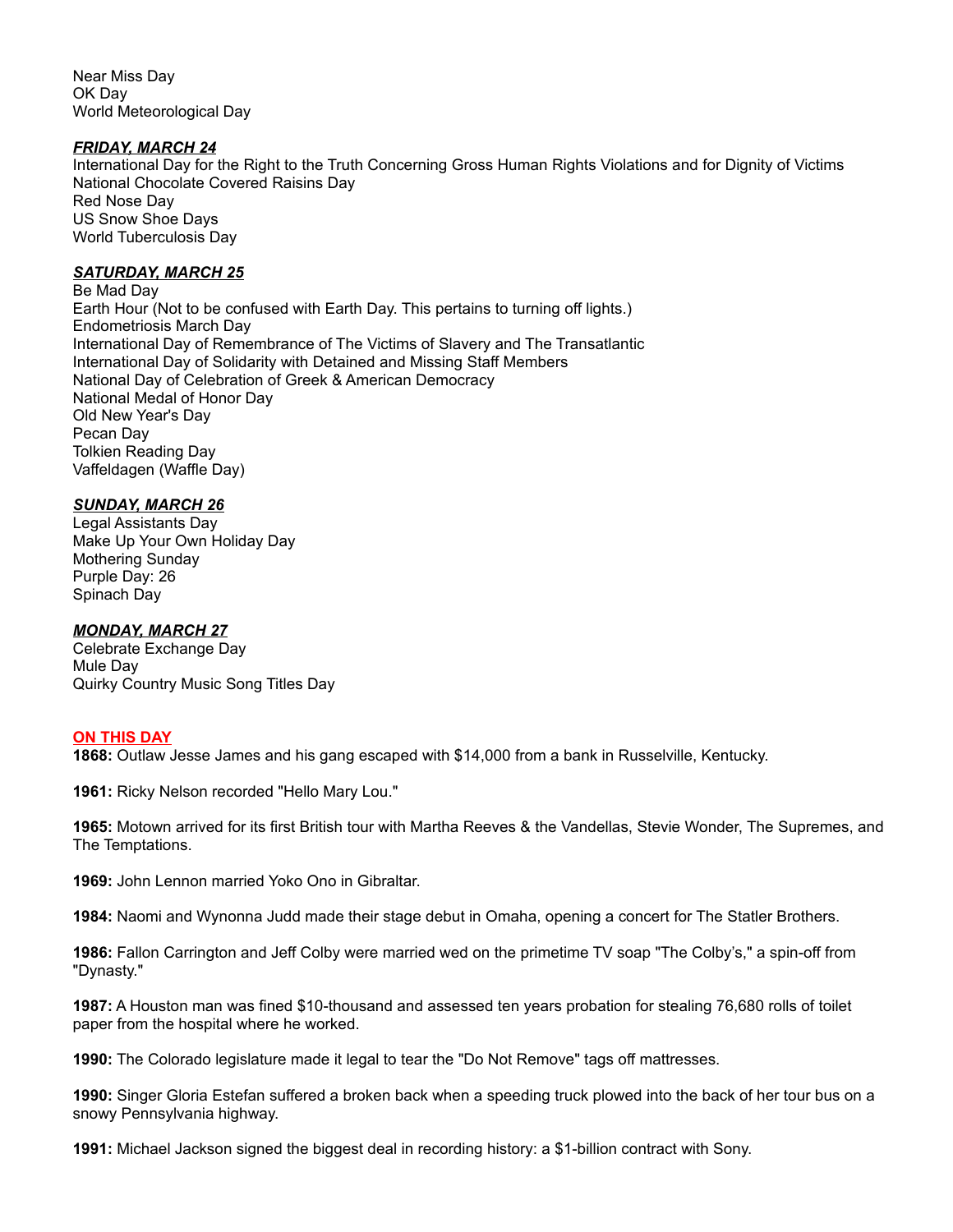Near Miss Day
OK Day
World Meteorological Day

***FRIDAY, MARCH 24***
International Day for the Right to the Truth Concerning Gross Human Rights Violations and for Dignity of Victims
National Chocolate Covered Raisins Day
Red Nose Day
US Snow Shoe Days
World Tuberculosis Day

***SATURDAY, MARCH 25***
Be Mad Day
Earth Hour (Not to be confused with Earth Day. This pertains to turning off lights.)
Endometriosis March Day
International Day of Remembrance of The Victims of Slavery and The Transatlantic
International Day of Solidarity with Detained and Missing Staff Members
National Day of Celebration of Greek & American Democracy
National Medal of Honor Day
Old New Year's Day
Pecan Day
Tolkien Reading Day
Vaffeldagen (Waffle Day)

***SUNDAY, MARCH 26***
Legal Assistants Day
Make Up Your Own Holiday Day
Mothering Sunday
Purple Day: 26
Spinach Day

***MONDAY, MARCH 27***
Celebrate Exchange Day
Mule Day
Quirky Country Music Song Titles Day

## ON THIS DAY

**1868:** Outlaw Jesse James and his gang escaped with $14,000 from a bank in Russelville, Kentucky.

**1961:** Ricky Nelson recorded "Hello Mary Lou."

**1965:** Motown arrived for its first British tour with Martha Reeves & the Vandellas, Stevie Wonder, The Supremes, and The Temptations.

**1969:** John Lennon married Yoko Ono in Gibraltar.

**1984:** Naomi and Wynonna Judd made their stage debut in Omaha, opening a concert for The Statler Brothers.

**1986:** Fallon Carrington and Jeff Colby were married wed on the primetime TV soap "The Colby's," a spin-off from "Dynasty."

**1987:** A Houston man was fined $10-thousand and assessed ten years probation for stealing 76,680 rolls of toilet paper from the hospital where he worked.

**1990:** The Colorado legislature made it legal to tear the "Do Not Remove" tags off mattresses.

**1990:** Singer Gloria Estefan suffered a broken back when a speeding truck plowed into the back of her tour bus on a snowy Pennsylvania highway.

**1991:** Michael Jackson signed the biggest deal in recording history: a $1-billion contract with Sony.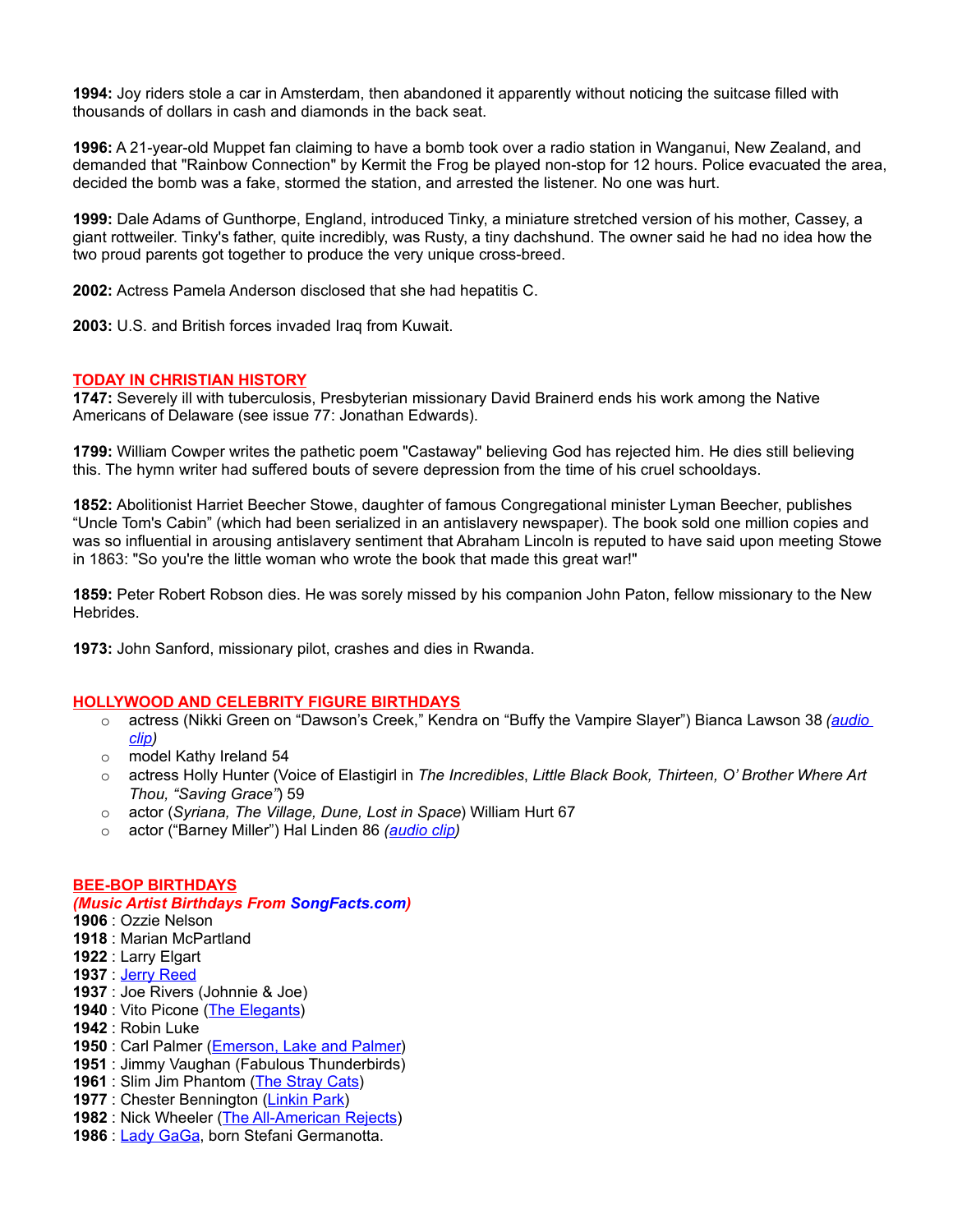**1994:** Joy riders stole a car in Amsterdam, then abandoned it apparently without noticing the suitcase filled with thousands of dollars in cash and diamonds in the back seat.

**1996:** A 21-year-old Muppet fan claiming to have a bomb took over a radio station in Wanganui, New Zealand, and demanded that "Rainbow Connection" by Kermit the Frog be played non-stop for 12 hours. Police evacuated the area, decided the bomb was a fake, stormed the station, and arrested the listener. No one was hurt.

**1999:** Dale Adams of Gunthorpe, England, introduced Tinky, a miniature stretched version of his mother, Cassey, a giant rottweiler. Tinky's father, quite incredibly, was Rusty, a tiny dachshund. The owner said he had no idea how the two proud parents got together to produce the very unique cross-breed.

**2002:** Actress Pamela Anderson disclosed that she had hepatitis C.

**2003:** U.S. and British forces invaded Iraq from Kuwait.

## TODAY IN CHRISTIAN HISTORY

**1747:** Severely ill with tuberculosis, Presbyterian missionary David Brainerd ends his work among the Native Americans of Delaware (see issue 77: Jonathan Edwards).

**1799:** William Cowper writes the pathetic poem "Castaway" believing God has rejected him. He dies still believing this. The hymn writer had suffered bouts of severe depression from the time of his cruel schooldays.

**1852:** Abolitionist Harriet Beecher Stowe, daughter of famous Congregational minister Lyman Beecher, publishes “Uncle Tom's Cabin” (which had been serialized in an antislavery newspaper). The book sold one million copies and was so influential in arousing antislavery sentiment that Abraham Lincoln is reputed to have said upon meeting Stowe in 1863: "So you're the little woman who wrote the book that made this great war!"

**1859:** Peter Robert Robson dies. He was sorely missed by his companion John Paton, fellow missionary to the New Hebrides.

**1973:** John Sanford, missionary pilot, crashes and dies in Rwanda.

## HOLLYWOOD AND CELEBRITY FIGURE BIRTHDAYS

- actress (Nikki Green on “Dawson’s Creek,” Kendra on “Buffy the Vampire Slayer”) Bianca Lawson 38 *(audio clip)*
- model Kathy Ireland 54
- actress Holly Hunter (Voice of Elastigirl in *The Incredibles*, *Little Black Book, Thirteen, O’ Brother Where Art Thou, “Saving Grace”*) 59
- actor (*Syriana, The Village, Dune, Lost in Space*) William Hurt 67
- actor (“Barney Miller”) Hal Linden 86 *(audio clip)*

## BEE-BOP BIRTHDAYS

***(Music Artist Birthdays From SongFacts.com)***

**1906** : Ozzie Nelson
**1918** : Marian McPartland
**1922** : Larry Elgart
**1937** : Jerry Reed
**1937** : Joe Rivers (Johnnie & Joe)
**1940** : Vito Picone (The Elegants)
**1942** : Robin Luke
**1950** : Carl Palmer (Emerson, Lake and Palmer)
**1951** : Jimmy Vaughan (Fabulous Thunderbirds)
**1961** : Slim Jim Phantom (The Stray Cats)
**1977** : Chester Bennington (Linkin Park)
**1982** : Nick Wheeler (The All-American Rejects)
**1986** : Lady GaGa, born Stefani Germanotta.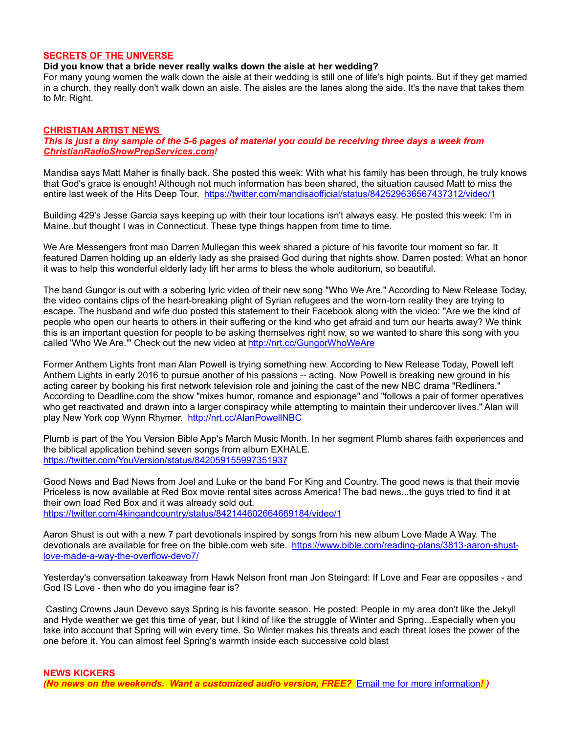## SECRETS OF THE UNIVERSE

**Did you know that a bride never really walks down the aisle at her wedding?**

For many young women the walk down the aisle at their wedding is still one of life's high points. But if they get married in a church, they really don't walk down an aisle. The aisles are the lanes along the side. It's the nave that takes them to Mr. Right.

## CHRISTIAN ARTIST NEWS

***This is just a tiny sample of the 5-6 pages of material you could be receiving three days a week from ChristianRadioShowPrepServices.com!***

Mandisa says Matt Maher is finally back. She posted this week: With what his family has been through, he truly knows that God's grace is enough! Although not much information has been shared, the situation caused Matt to miss the entire last week of the Hits Deep Tour. https://twitter.com/mandisaofficial/status/842529636567437312/video/1

Building 429's Jesse Garcia says keeping up with their tour locations isn't always easy. He posted this week: I'm in Maine..but thought I was in Connecticut. These type things happen from time to time.

We Are Messengers front man Darren Mullegan this week shared a picture of his favorite tour moment so far. It featured Darren holding up an elderly lady as she praised God during that nights show. Darren posted: What an honor it was to help this wonderful elderly lady lift her arms to bless the whole auditorium, so beautiful.

The band Gungor is out with a sobering lyric video of their new song "Who We Are." According to New Release Today, the video contains clips of the heart-breaking plight of Syrian refugees and the worn-torn reality they are trying to escape. The husband and wife duo posted this statement to their Facebook along with the video: "Are we the kind of people who open our hearts to others in their suffering or the kind who get afraid and turn our hearts away? We think this is an important question for people to be asking themselves right now, so we wanted to share this song with you called 'Who We Are.'" Check out the new video at http://nrt.cc/GungorWhoWeAre

Former Anthem Lights front man Alan Powell is trying something new. According to New Release Today, Powell left Anthem Lights in early 2016 to pursue another of his passions -- acting. Now Powell is breaking new ground in his acting career by booking his first network television role and joining the cast of the new NBC drama "Redliners." According to Deadline.com the show "mixes humor, romance and espionage" and "follows a pair of former operatives who get reactivated and drawn into a larger conspiracy while attempting to maintain their undercover lives." Alan will play New York cop Wynn Rhymer. http://nrt.cc/AlanPowellNBC

Plumb is part of the You Version Bible App's March Music Month. In her segment Plumb shares faith experiences and the biblical application behind seven songs from album EXHALE. https://twitter.com/YouVersion/status/842059155997351937

Good News and Bad News from Joel and Luke or the band For King and Country. The good news is that their movie Priceless is now available at Red Box movie rental sites across America! The bad news...the guys tried to find it at their own load Red Box and it was already sold out. https://twitter.com/4kingandcountry/status/842144602664669184/video/1

Aaron Shust is out with a new 7 part devotionals inspired by songs from his new album Love Made A Way. The devotionals are available for free on the bible.com web site. https://www.bible.com/reading-plans/3813-aaron-shust-love-made-a-way-the-overflow-devo7/

Yesterday's conversation takeaway from Hawk Nelson front man Jon Steingard: If Love and Fear are opposites - and God IS Love - then who do you imagine fear is?

Casting Crowns Jaun Devevo says Spring is his favorite season. He posted: People in my area don't like the Jekyll and Hyde weather we get this time of year, but I kind of like the struggle of Winter and Spring...Especially when you take into account that Spring will win every time. So Winter makes his threats and each threat loses the power of the one before it. You can almost feel Spring's warmth inside each successive cold blast

## NEWS KICKERS

***(No news on the weekends. Want a customized audio version, FREE?** Email me for more information**!)***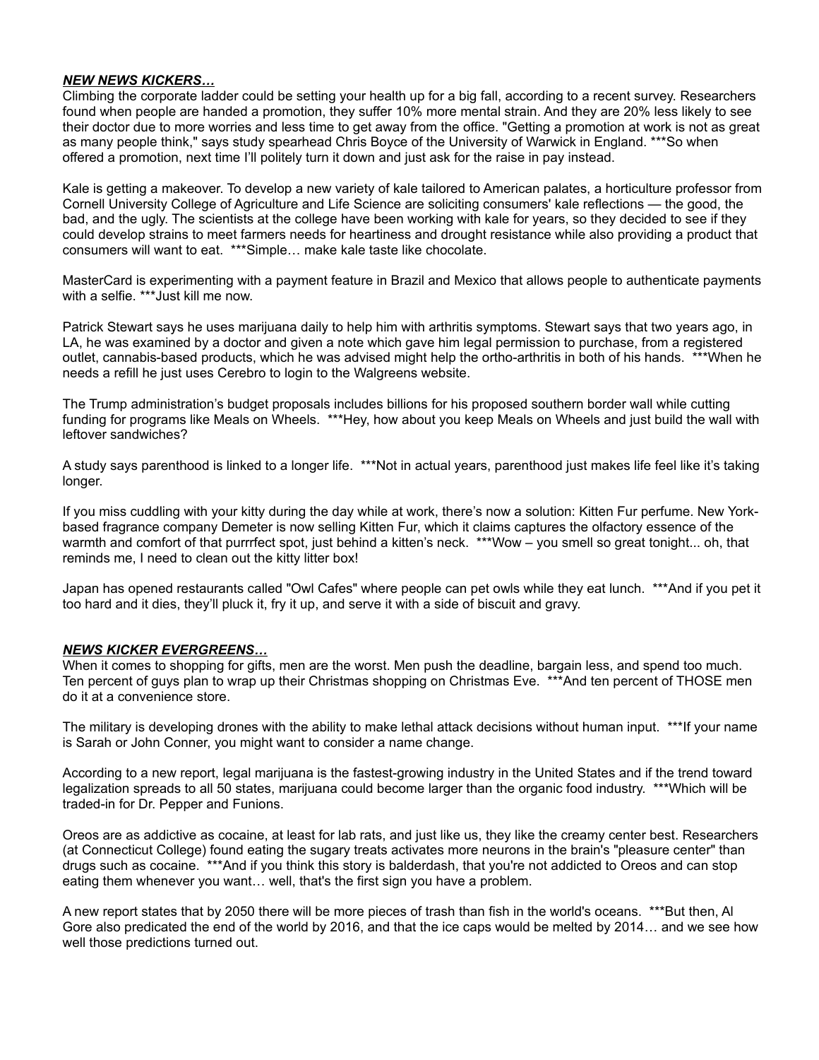***<u>NEW NEWS KICKERS…</u>***

Climbing the corporate ladder could be setting your health up for a big fall, according to a recent survey. Researchers found when people are handed a promotion, they suffer 10% more mental strain. And they are 20% less likely to see their doctor due to more worries and less time to get away from the office. "Getting a promotion at work is not as great as many people think," says study spearhead Chris Boyce of the University of Warwick in England. ***So when offered a promotion, next time I'll politely turn it down and just ask for the raise in pay instead.

Kale is getting a makeover. To develop a new variety of kale tailored to American palates, a horticulture professor from Cornell University College of Agriculture and Life Science are soliciting consumers' kale reflections — the good, the bad, and the ugly. The scientists at the college have been working with kale for years, so they decided to see if they could develop strains to meet farmers needs for heartiness and drought resistance while also providing a product that consumers will want to eat. ***Simple… make kale taste like chocolate.

MasterCard is experimenting with a payment feature in Brazil and Mexico that allows people to authenticate payments with a selfie. ***Just kill me now.

Patrick Stewart says he uses marijuana daily to help him with arthritis symptoms. Stewart says that two years ago, in LA, he was examined by a doctor and given a note which gave him legal permission to purchase, from a registered outlet, cannabis-based products, which he was advised might help the ortho-arthritis in both of his hands. ***When he needs a refill he just uses Cerebro to login to the Walgreens website.

The Trump administration's budget proposals includes billions for his proposed southern border wall while cutting funding for programs like Meals on Wheels. ***Hey, how about you keep Meals on Wheels and just build the wall with leftover sandwiches?

A study says parenthood is linked to a longer life. ***Not in actual years, parenthood just makes life feel like it's taking longer.

If you miss cuddling with your kitty during the day while at work, there's now a solution: Kitten Fur perfume. New York-based fragrance company Demeter is now selling Kitten Fur, which it claims captures the olfactory essence of the warmth and comfort of that purrrfect spot, just behind a kitten's neck. ***Wow – you smell so great tonight... oh, that reminds me, I need to clean out the kitty litter box!

Japan has opened restaurants called "Owl Cafes" where people can pet owls while they eat lunch. ***And if you pet it too hard and it dies, they'll pluck it, fry it up, and serve it with a side of biscuit and gravy.

***<u>NEWS KICKER EVERGREENS…</u>***

When it comes to shopping for gifts, men are the worst. Men push the deadline, bargain less, and spend too much. Ten percent of guys plan to wrap up their Christmas shopping on Christmas Eve. ***And ten percent of THOSE men do it at a convenience store.

The military is developing drones with the ability to make lethal attack decisions without human input. ***If your name is Sarah or John Conner, you might want to consider a name change.

According to a new report, legal marijuana is the fastest-growing industry in the United States and if the trend toward legalization spreads to all 50 states, marijuana could become larger than the organic food industry. ***Which will be traded-in for Dr. Pepper and Funions.

Oreos are as addictive as cocaine, at least for lab rats, and just like us, they like the creamy center best. Researchers (at Connecticut College) found eating the sugary treats activates more neurons in the brain's "pleasure center" than drugs such as cocaine. ***And if you think this story is balderdash, that you're not addicted to Oreos and can stop eating them whenever you want… well, that's the first sign you have a problem.

A new report states that by 2050 there will be more pieces of trash than fish in the world's oceans. ***But then, Al Gore also predicated the end of the world by 2016, and that the ice caps would be melted by 2014… and we see how well those predictions turned out.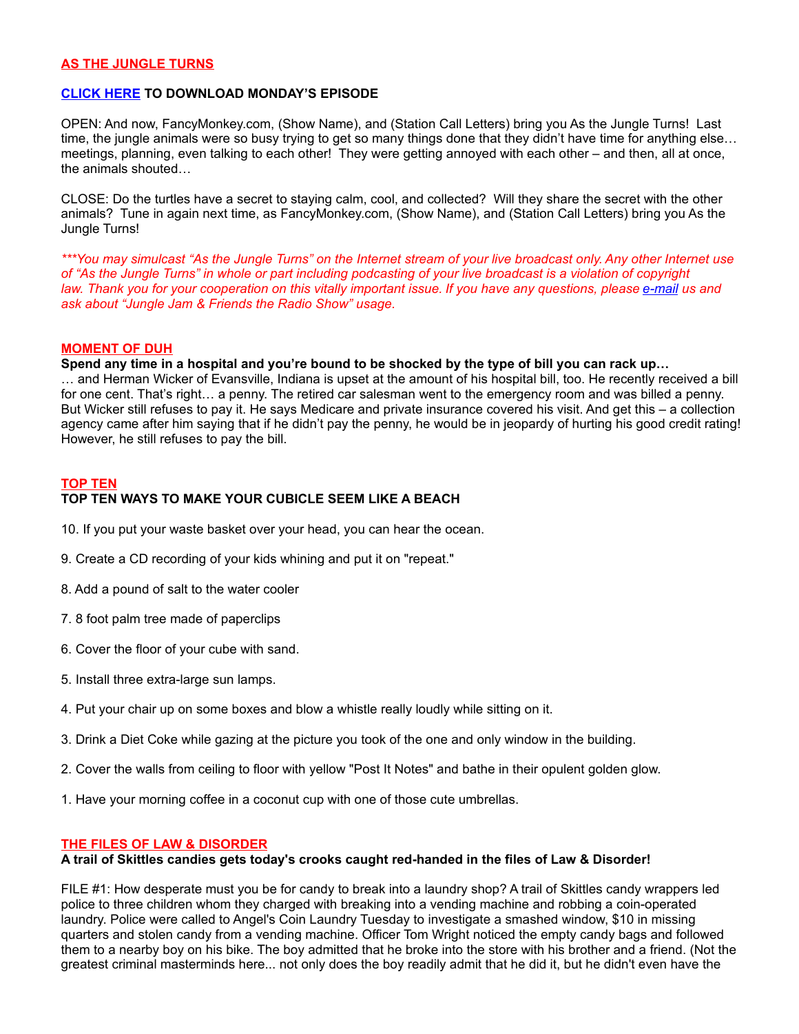## AS THE JUNGLE TURNS

**CLICK HERE TO DOWNLOAD MONDAY'S EPISODE**

OPEN: And now, FancyMonkey.com, (Show Name), and (Station Call Letters) bring you As the Jungle Turns! Last time, the jungle animals were so busy trying to get so many things done that they didn't have time for anything else… meetings, planning, even talking to each other! They were getting annoyed with each other – and then, all at once, the animals shouted…

CLOSE: Do the turtles have a secret to staying calm, cool, and collected? Will they share the secret with the other animals? Tune in again next time, as FancyMonkey.com, (Show Name), and (Station Call Letters) bring you As the Jungle Turns!

****You may simulcast "As the Jungle Turns" on the Internet stream of your live broadcast only. Any other Internet use of "As the Jungle Turns" in whole or part including podcasting of your live broadcast is a violation of copyright law. Thank you for your cooperation on this vitally important issue. If you have any questions, please e-mail us and ask about "Jungle Jam & Friends the Radio Show" usage.*

## MOMENT OF DUH

**Spend any time in a hospital and you're bound to be shocked by the type of bill you can rack up…**

… and Herman Wicker of Evansville, Indiana is upset at the amount of his hospital bill, too. He recently received a bill for one cent. That's right… a penny. The retired car salesman went to the emergency room and was billed a penny. But Wicker still refuses to pay it. He says Medicare and private insurance covered his visit. And get this – a collection agency came after him saying that if he didn't pay the penny, he would be in jeopardy of hurting his good credit rating! However, he still refuses to pay the bill.

## TOP TEN

**TOP TEN WAYS TO MAKE YOUR CUBICLE SEEM LIKE A BEACH**

10. If you put your waste basket over your head, you can hear the ocean.

9. Create a CD recording of your kids whining and put it on "repeat."

8. Add a pound of salt to the water cooler

7. 8 foot palm tree made of paperclips

6. Cover the floor of your cube with sand.

5. Install three extra-large sun lamps.

4. Put your chair up on some boxes and blow a whistle really loudly while sitting on it.

3. Drink a Diet Coke while gazing at the picture you took of the one and only window in the building.

2. Cover the walls from ceiling to floor with yellow "Post It Notes" and bathe in their opulent golden glow.

1. Have your morning coffee in a coconut cup with one of those cute umbrellas.

## THE FILES OF LAW & DISORDER

**A trail of Skittles candies gets today's crooks caught red-handed in the files of Law & Disorder!**

FILE #1: How desperate must you be for candy to break into a laundry shop? A trail of Skittles candy wrappers led police to three children whom they charged with breaking into a vending machine and robbing a coin-operated laundry. Police were called to Angel's Coin Laundry Tuesday to investigate a smashed window, $10 in missing quarters and stolen candy from a vending machine. Officer Tom Wright noticed the empty candy bags and followed them to a nearby boy on his bike. The boy admitted that he broke into the store with his brother and a friend. (Not the greatest criminal masterminds here... not only does the boy readily admit that he did it, but he didn't even have the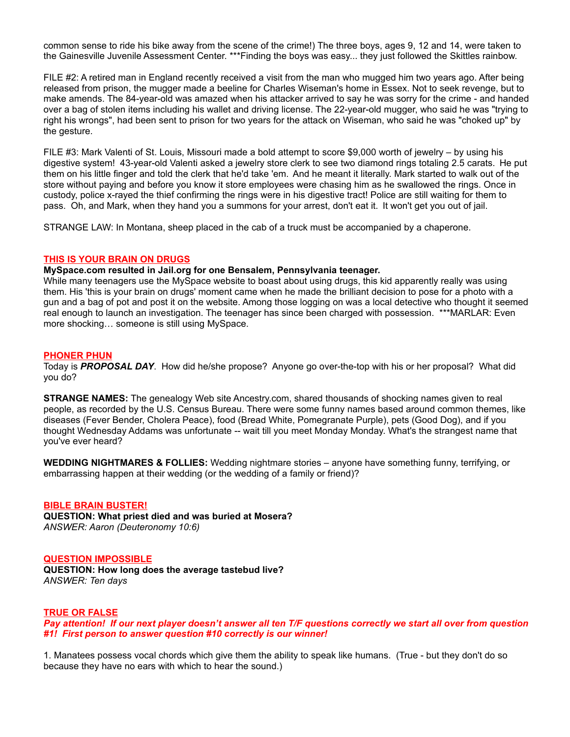common sense to ride his bike away from the scene of the crime!) The three boys, ages 9, 12 and 14, were taken to the Gainesville Juvenile Assessment Center. ***Finding the boys was easy... they just followed the Skittles rainbow.

FILE #2: A retired man in England recently received a visit from the man who mugged him two years ago. After being released from prison, the mugger made a beeline for Charles Wiseman's home in Essex. Not to seek revenge, but to make amends. The 84-year-old was amazed when his attacker arrived to say he was sorry for the crime - and handed over a bag of stolen items including his wallet and driving license. The 22-year-old mugger, who said he was "trying to right his wrongs", had been sent to prison for two years for the attack on Wiseman, who said he was "choked up" by the gesture.

FILE #3: Mark Valenti of St. Louis, Missouri made a bold attempt to score $9,000 worth of jewelry – by using his digestive system! 43-year-old Valenti asked a jewelry store clerk to see two diamond rings totaling 2.5 carats. He put them on his little finger and told the clerk that he'd take 'em. And he meant it literally. Mark started to walk out of the store without paying and before you know it store employees were chasing him as he swallowed the rings. Once in custody, police x-rayed the thief confirming the rings were in his digestive tract! Police are still waiting for them to pass. Oh, and Mark, when they hand you a summons for your arrest, don't eat it. It won't get you out of jail.

STRANGE LAW: In Montana, sheep placed in the cab of a truck must be accompanied by a chaperone.

## THIS IS YOUR BRAIN ON DRUGS

**MySpace.com resulted in Jail.org for one Bensalem, Pennsylvania teenager.**

While many teenagers use the MySpace website to boast about using drugs, this kid apparently really was using them. His 'this is your brain on drugs' moment came when he made the brilliant decision to pose for a photo with a gun and a bag of pot and post it on the website. Among those logging on was a local detective who thought it seemed real enough to launch an investigation. The teenager has since been charged with possession. ***MARLAR: Even more shocking… someone is still using MySpace.

## PHONER PHUN

Today is ***PROPOSAL DAY***. How did he/she propose? Anyone go over-the-top with his or her proposal? What did you do?

**STRANGE NAMES:** The genealogy Web site Ancestry.com, shared thousands of shocking names given to real people, as recorded by the U.S. Census Bureau. There were some funny names based around common themes, like diseases (Fever Bender, Cholera Peace), food (Bread White, Pomegranate Purple), pets (Good Dog), and if you thought Wednesday Addams was unfortunate -- wait till you meet Monday Monday. What's the strangest name that you've ever heard?

**WEDDING NIGHTMARES & FOLLIES:** Wedding nightmare stories – anyone have something funny, terrifying, or embarrassing happen at their wedding (or the wedding of a family or friend)?

## BIBLE BRAIN BUSTER!

**QUESTION: What priest died and was buried at Mosera?**
*ANSWER: Aaron (Deuteronomy 10:6)*

## QUESTION IMPOSSIBLE

**QUESTION: How long does the average tastebud live?**
*ANSWER: Ten days*

## TRUE OR FALSE

***Pay attention! If our next player doesn't answer all ten T/F questions correctly we start all over from question #1! First person to answer question #10 correctly is our winner!***

1. Manatees possess vocal chords which give them the ability to speak like humans. (True - but they don't do so because they have no ears with which to hear the sound.)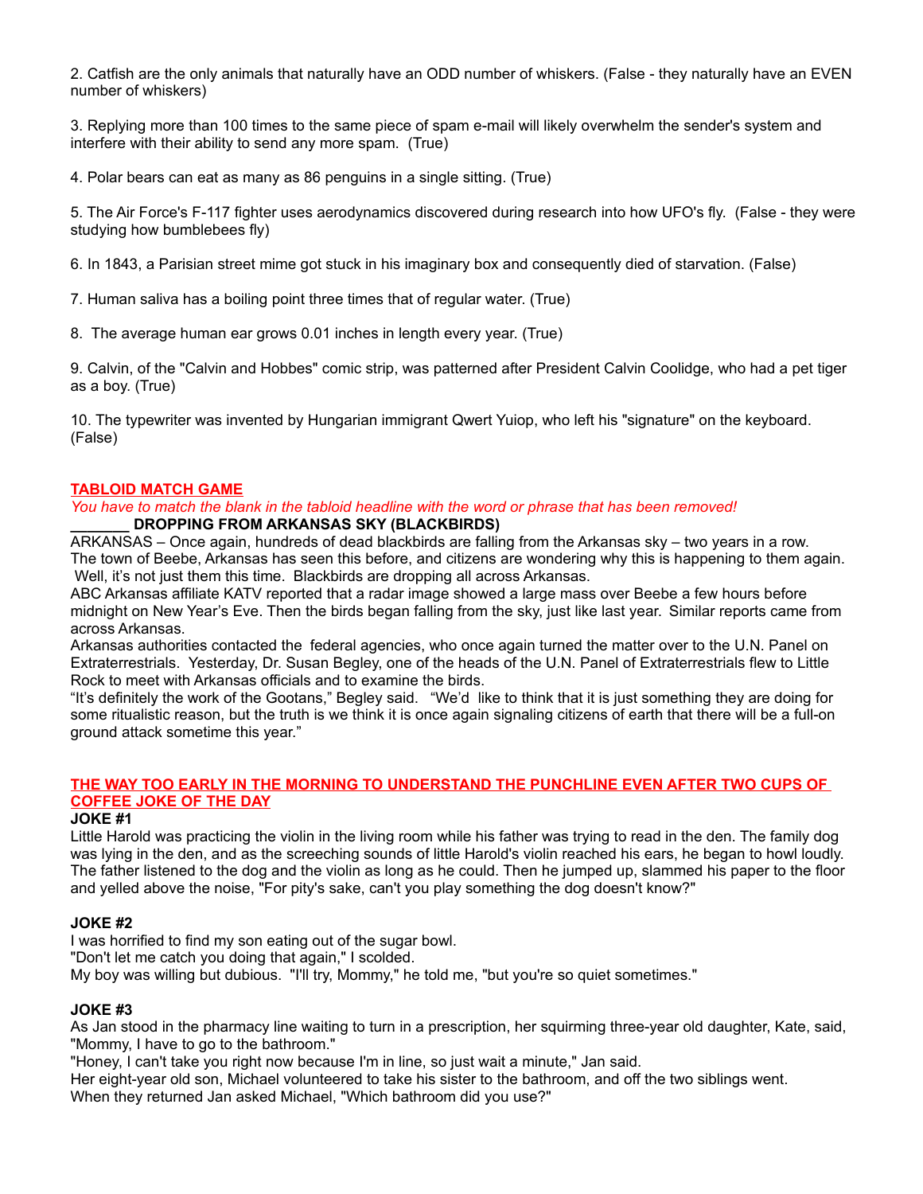2. Catfish are the only animals that naturally have an ODD number of whiskers. (False - they naturally have an EVEN number of whiskers)

3. Replying more than 100 times to the same piece of spam e-mail will likely overwhelm the sender's system and interfere with their ability to send any more spam. (True)

4. Polar bears can eat as many as 86 penguins in a single sitting. (True)

5. The Air Force's F-117 fighter uses aerodynamics discovered during research into how UFO's fly. (False - they were studying how bumblebees fly)

6. In 1843, a Parisian street mime got stuck in his imaginary box and consequently died of starvation. (False)

7. Human saliva has a boiling point three times that of regular water. (True)

8. The average human ear grows 0.01 inches in length every year. (True)

9. Calvin, of the "Calvin and Hobbes" comic strip, was patterned after President Calvin Coolidge, who had a pet tiger as a boy. (True)

10. The typewriter was invented by Hungarian immigrant Qwert Yuiop, who left his "signature" on the keyboard. (False)

## TABLOID MATCH GAME

*You have to match the blank in the tabloid headline with the word or phrase that has been removed!*

**_______ DROPPING FROM ARKANSAS SKY (BLACKBIRDS)**

ARKANSAS – Once again, hundreds of dead blackbirds are falling from the Arkansas sky – two years in a row. The town of Beebe, Arkansas has seen this before, and citizens are wondering why this is happening to them again. Well, it's not just them this time. Blackbirds are dropping all across Arkansas.

ABC Arkansas affiliate KATV reported that a radar image showed a large mass over Beebe a few hours before midnight on New Year's Eve. Then the birds began falling from the sky, just like last year. Similar reports came from across Arkansas.

Arkansas authorities contacted the federal agencies, who once again turned the matter over to the U.N. Panel on Extraterrestrials. Yesterday, Dr. Susan Begley, one of the heads of the U.N. Panel of Extraterrestrials flew to Little Rock to meet with Arkansas officials and to examine the birds.

"It's definitely the work of the Gootans," Begley said. "We'd like to think that it is just something they are doing for some ritualistic reason, but the truth is we think it is once again signaling citizens of earth that there will be a full-on ground attack sometime this year."

## THE WAY TOO EARLY IN THE MORNING TO UNDERSTAND THE PUNCHLINE EVEN AFTER TWO CUPS OF COFFEE JOKE OF THE DAY

**JOKE #1**

Little Harold was practicing the violin in the living room while his father was trying to read in the den. The family dog was lying in the den, and as the screeching sounds of little Harold's violin reached his ears, he began to howl loudly. The father listened to the dog and the violin as long as he could. Then he jumped up, slammed his paper to the floor and yelled above the noise, "For pity's sake, can't you play something the dog doesn't know?"

**JOKE #2**

I was horrified to find my son eating out of the sugar bowl.

"Don't let me catch you doing that again," I scolded.

My boy was willing but dubious. "I'll try, Mommy," he told me, "but you're so quiet sometimes."

**JOKE #3**

As Jan stood in the pharmacy line waiting to turn in a prescription, her squirming three-year old daughter, Kate, said, "Mommy, I have to go to the bathroom."

"Honey, I can't take you right now because I'm in line, so just wait a minute," Jan said.

Her eight-year old son, Michael volunteered to take his sister to the bathroom, and off the two siblings went.

When they returned Jan asked Michael, "Which bathroom did you use?"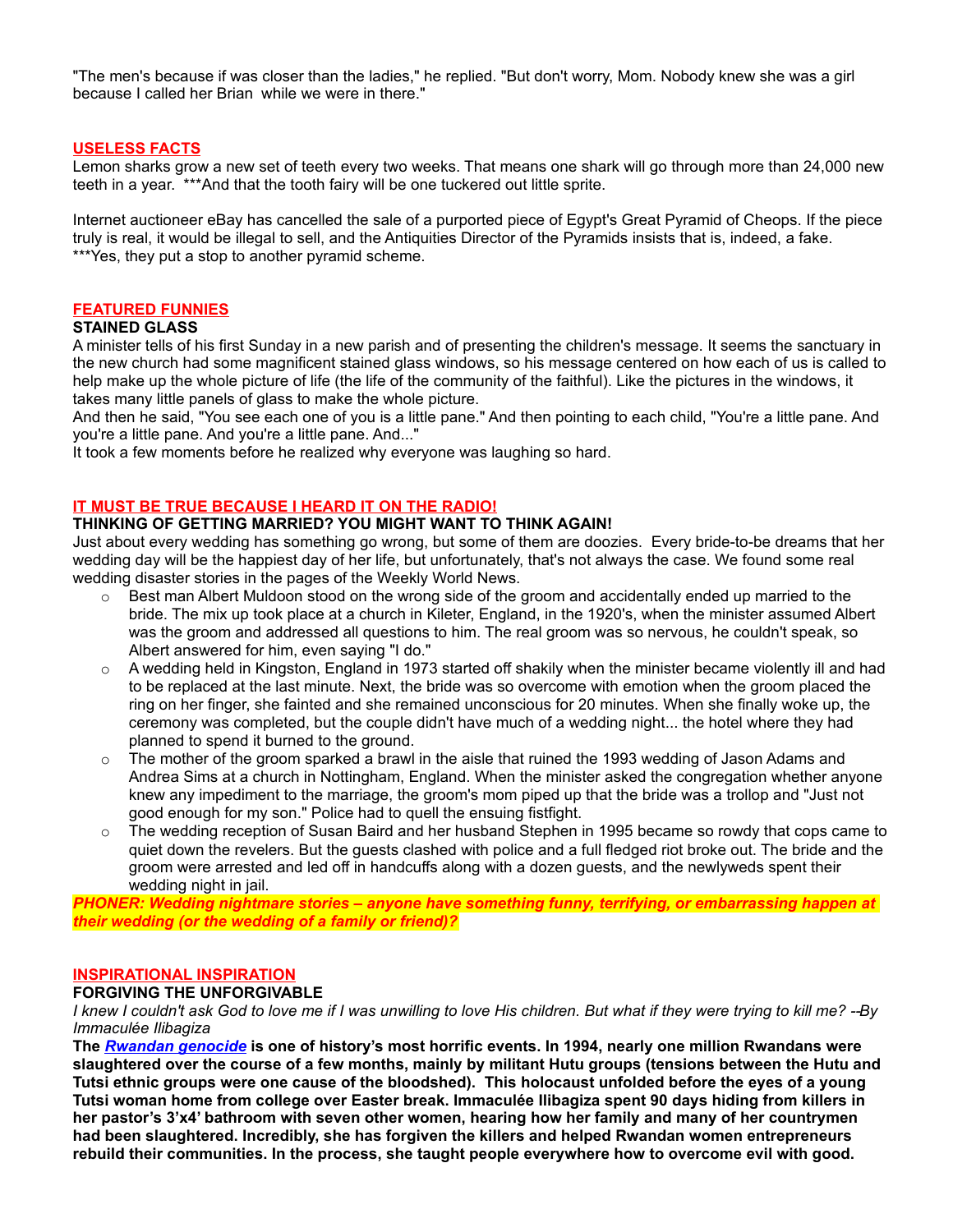"The men's because if was closer than the ladies," he replied. "But don't worry, Mom. Nobody knew she was a girl because I called her Brian while we were in there."

## USELESS FACTS

Lemon sharks grow a new set of teeth every two weeks. That means one shark will go through more than 24,000 new teeth in a year. ***And that the tooth fairy will be one tuckered out little sprite.

Internet auctioneer eBay has cancelled the sale of a purported piece of Egypt's Great Pyramid of Cheops. If the piece truly is real, it would be illegal to sell, and the Antiquities Director of the Pyramids insists that is, indeed, a fake. ***Yes, they put a stop to another pyramid scheme.

## FEATURED FUNNIES

**STAINED GLASS**

A minister tells of his first Sunday in a new parish and of presenting the children's message. It seems the sanctuary in the new church had some magnificent stained glass windows, so his message centered on how each of us is called to help make up the whole picture of life (the life of the community of the faithful). Like the pictures in the windows, it takes many little panels of glass to make the whole picture.

And then he said, "You see each one of you is a little pane." And then pointing to each child, "You're a little pane. And you're a little pane. And you're a little pane. And..."

It took a few moments before he realized why everyone was laughing so hard.

## IT MUST BE TRUE BECAUSE I HEARD IT ON THE RADIO!

**THINKING OF GETTING MARRIED? YOU MIGHT WANT TO THINK AGAIN!**

Just about every wedding has something go wrong, but some of them are doozies. Every bride-to-be dreams that her wedding day will be the happiest day of her life, but unfortunately, that's not always the case. We found some real wedding disaster stories in the pages of the Weekly World News.

- Best man Albert Muldoon stood on the wrong side of the groom and accidentally ended up married to the bride. The mix up took place at a church in Kileter, England, in the 1920's, when the minister assumed Albert was the groom and addressed all questions to him. The real groom was so nervous, he couldn't speak, so Albert answered for him, even saying "I do."
- A wedding held in Kingston, England in 1973 started off shakily when the minister became violently ill and had to be replaced at the last minute. Next, the bride was so overcome with emotion when the groom placed the ring on her finger, she fainted and she remained unconscious for 20 minutes. When she finally woke up, the ceremony was completed, but the couple didn't have much of a wedding night... the hotel where they had planned to spend it burned to the ground.
- The mother of the groom sparked a brawl in the aisle that ruined the 1993 wedding of Jason Adams and Andrea Sims at a church in Nottingham, England. When the minister asked the congregation whether anyone knew any impediment to the marriage, the groom's mom piped up that the bride was a trollop and "Just not good enough for my son." Police had to quell the ensuing fistfight.
- The wedding reception of Susan Baird and her husband Stephen in 1995 became so rowdy that cops came to quiet down the revelers. But the guests clashed with police and a full fledged riot broke out. The bride and the groom were arrested and led off in handcuffs along with a dozen guests, and the newlyweds spent their wedding night in jail.

***PHONER: Wedding nightmare stories – anyone have something funny, terrifying, or embarrassing happen at their wedding (or the wedding of a family or friend)?***

## INSPIRATIONAL INSPIRATION

**FORGIVING THE UNFORGIVABLE**

*I knew I couldn't ask God to love me if I was unwilling to love His children. But what if they were trying to kill me? --By Immaculée Ilibagiza*

**The *Rwandan genocide* is one of history's most horrific events. In 1994, nearly one million Rwandans were slaughtered over the course of a few months, mainly by militant Hutu groups (tensions between the Hutu and Tutsi ethnic groups were one cause of the bloodshed). This holocaust unfolded before the eyes of a young Tutsi woman home from college over Easter break. Immaculée Ilibagiza spent 90 days hiding from killers in her pastor's 3'x4' bathroom with seven other women, hearing how her family and many of her countrymen had been slaughtered. Incredibly, she has forgiven the killers and helped Rwandan women entrepreneurs rebuild their communities. In the process, she taught people everywhere how to overcome evil with good.**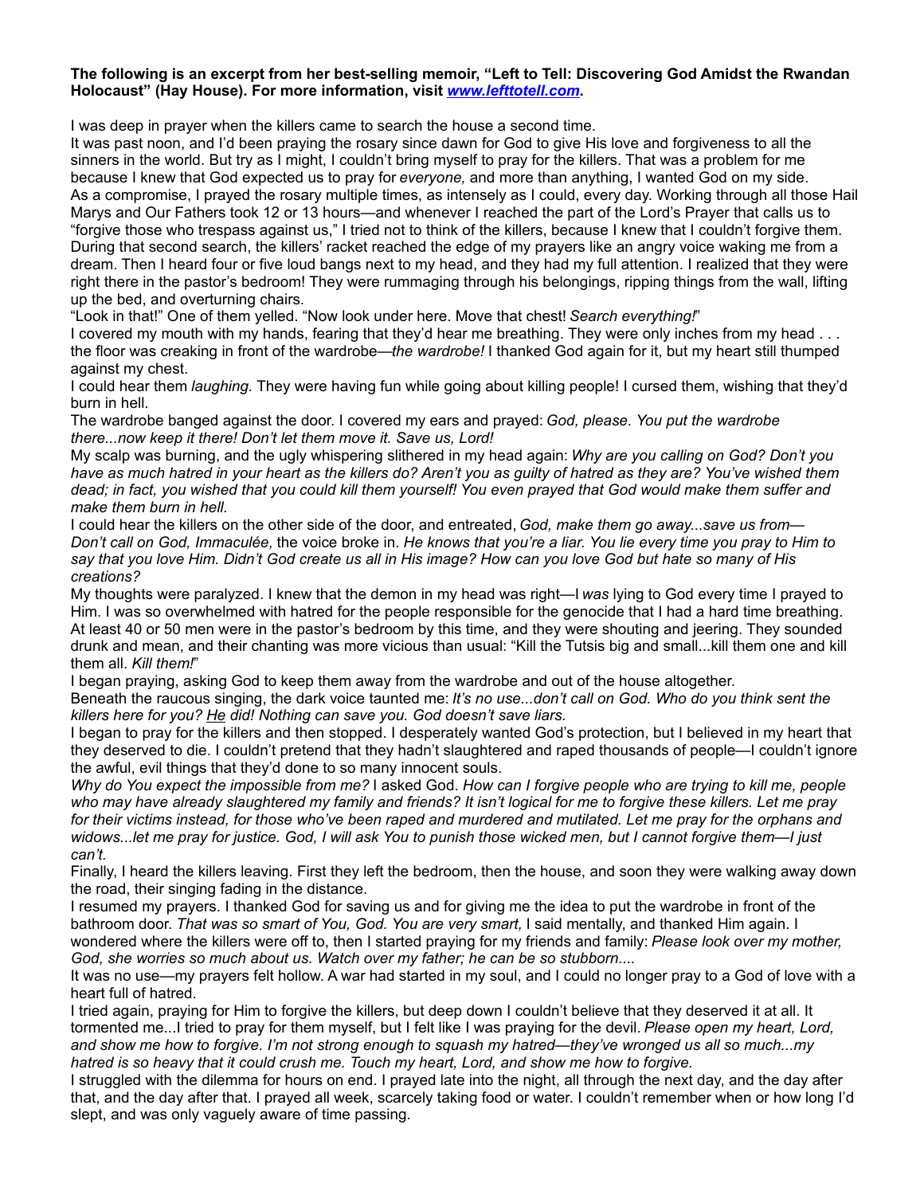**The following is an excerpt from her best-selling memoir, "Left to Tell: Discovering God Amidst the Rwandan Holocaust" (Hay House). For more information, visit [www.lefttotell.com](http://www.lefttotell.com).**

I was deep in prayer when the killers came to search the house a second time.

It was past noon, and I'd been praying the rosary since dawn for God to give His love and forgiveness to all the sinners in the world. But try as I might, I couldn't bring myself to pray for the killers. That was a problem for me because I knew that God expected us to pray for *everyone,* and more than anything, I wanted God on my side.

As a compromise, I prayed the rosary multiple times, as intensely as I could, every day. Working through all those Hail Marys and Our Fathers took 12 or 13 hours—and whenever I reached the part of the Lord's Prayer that calls us to "forgive those who trespass against us," I tried not to think of the killers, because I knew that I couldn't forgive them.

During that second search, the killers' racket reached the edge of my prayers like an angry voice waking me from a dream. Then I heard four or five loud bangs next to my head, and they had my full attention. I realized that they were right there in the pastor's bedroom! They were rummaging through his belongings, ripping things from the wall, lifting up the bed, and overturning chairs.

"Look in that!" One of them yelled. "Now look under here. Move that chest! *Search everything!*"

I covered my mouth with my hands, fearing that they'd hear me breathing. They were only inches from my head . . . the floor was creaking in front of the wardrobe—*the wardrobe!* I thanked God again for it, but my heart still thumped against my chest.

I could hear them *laughing.* They were having fun while going about killing people! I cursed them, wishing that they'd burn in hell.

The wardrobe banged against the door. I covered my ears and prayed: *God, please. You put the wardrobe there...now keep it there! Don't let them move it. Save us, Lord!*

My scalp was burning, and the ugly whispering slithered in my head again: *Why are you calling on God? Don't you have as much hatred in your heart as the killers do? Aren't you as guilty of hatred as they are? You've wished them dead; in fact, you wished that you could kill them yourself! You even prayed that God would make them suffer and make them burn in hell.*

I could hear the killers on the other side of the door, and entreated, *God, make them go away...save us from— Don't call on God, Immaculée,* the voice broke in. *He knows that you're a liar. You lie every time you pray to Him to say that you love Him. Didn't God create us all in His image? How can you love God but hate so many of His creations?*

My thoughts were paralyzed. I knew that the demon in my head was right—I *was* lying to God every time I prayed to Him. I was so overwhelmed with hatred for the people responsible for the genocide that I had a hard time breathing. At least 40 or 50 men were in the pastor's bedroom by this time, and they were shouting and jeering. They sounded drunk and mean, and their chanting was more vicious than usual: "Kill the Tutsis big and small...kill them one and kill them all. *Kill them!*"

I began praying, asking God to keep them away from the wardrobe and out of the house altogether.

Beneath the raucous singing, the dark voice taunted me: *It's no use...don't call on God. Who do you think sent the killers here for you? He did! Nothing can save you. God doesn't save liars.*

I began to pray for the killers and then stopped. I desperately wanted God's protection, but I believed in my heart that they deserved to die. I couldn't pretend that they hadn't slaughtered and raped thousands of people—I couldn't ignore the awful, evil things that they'd done to so many innocent souls.

*Why do You expect the impossible from me?* I asked God. *How can I forgive people who are trying to kill me, people who may have already slaughtered my family and friends? It isn't logical for me to forgive these killers. Let me pray for their victims instead, for those who've been raped and murdered and mutilated. Let me pray for the orphans and widows...let me pray for justice. God, I will ask You to punish those wicked men, but I cannot forgive them—I just can't.*

Finally, I heard the killers leaving. First they left the bedroom, then the house, and soon they were walking away down the road, their singing fading in the distance.

I resumed my prayers. I thanked God for saving us and for giving me the idea to put the wardrobe in front of the bathroom door. *That was so smart of You, God. You are very smart,* I said mentally, and thanked Him again. I wondered where the killers were off to, then I started praying for my friends and family: *Please look over my mother, God, she worries so much about us. Watch over my father; he can be so stubborn....*

It was no use—my prayers felt hollow. A war had started in my soul, and I could no longer pray to a God of love with a heart full of hatred.

I tried again, praying for Him to forgive the killers, but deep down I couldn't believe that they deserved it at all. It tormented me...I tried to pray for them myself, but I felt like I was praying for the devil. *Please open my heart, Lord, and show me how to forgive. I'm not strong enough to squash my hatred—they've wronged us all so much...my hatred is so heavy that it could crush me. Touch my heart, Lord, and show me how to forgive.*

I struggled with the dilemma for hours on end. I prayed late into the night, all through the next day, and the day after that, and the day after that. I prayed all week, scarcely taking food or water. I couldn't remember when or how long I'd slept, and was only vaguely aware of time passing.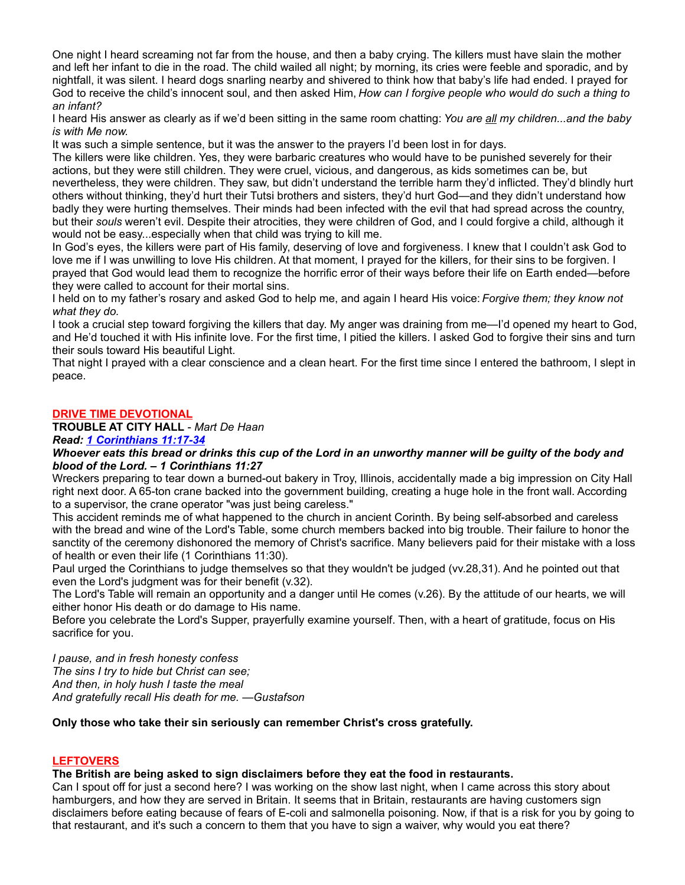One night I heard screaming not far from the house, and then a baby crying. The killers must have slain the mother and left her infant to die in the road. The child wailed all night; by morning, its cries were feeble and sporadic, and by nightfall, it was silent. I heard dogs snarling nearby and shivered to think how that baby's life had ended. I prayed for God to receive the child's innocent soul, and then asked Him, *How can I forgive people who would do such a thing to an infant?*

I heard His answer as clearly as if we'd been sitting in the same room chatting: *You are <u>all</u> my children...and the baby is with Me now.*

It was such a simple sentence, but it was the answer to the prayers I'd been lost in for days.

The killers were like children. Yes, they were barbaric creatures who would have to be punished severely for their actions, but they were still children. They were cruel, vicious, and dangerous, as kids sometimes can be, but nevertheless, they were children. They saw, but didn't understand the terrible harm they'd inflicted. They'd blindly hurt others without thinking, they'd hurt their Tutsi brothers and sisters, they'd hurt God—and they didn't understand how badly they were hurting themselves. Their minds had been infected with the evil that had spread across the country, but their *souls* weren't evil. Despite their atrocities, they were children of God, and I could forgive a child, although it would not be easy...especially when that child was trying to kill me.

In God's eyes, the killers were part of His family, deserving of love and forgiveness. I knew that I couldn't ask God to love me if I was unwilling to love His children. At that moment, I prayed for the killers, for their sins to be forgiven. I prayed that God would lead them to recognize the horrific error of their ways before their life on Earth ended—before they were called to account for their mortal sins.

I held on to my father's rosary and asked God to help me, and again I heard His voice: *Forgive them; they know not what they do.*

I took a crucial step toward forgiving the killers that day. My anger was draining from me—I'd opened my heart to God, and He'd touched it with His infinite love. For the first time, I pitied the killers. I asked God to forgive their sins and turn their souls toward His beautiful Light.

That night I prayed with a clear conscience and a clean heart. For the first time since I entered the bathroom, I slept in peace.

## DRIVE TIME DEVOTIONAL

**TROUBLE AT CITY HALL** - *Mart De Haan*

***Read: 1 Corinthians 11:17-34***

***Whoever eats this bread or drinks this cup of the Lord in an unworthy manner will be guilty of the body and blood of the Lord. – 1 Corinthians 11:27***

Wreckers preparing to tear down a burned-out bakery in Troy, Illinois, accidentally made a big impression on City Hall right next door. A 65-ton crane backed into the government building, creating a huge hole in the front wall. According to a supervisor, the crane operator "was just being careless."

This accident reminds me of what happened to the church in ancient Corinth. By being self-absorbed and careless with the bread and wine of the Lord's Table, some church members backed into big trouble. Their failure to honor the sanctity of the ceremony dishonored the memory of Christ's sacrifice. Many believers paid for their mistake with a loss of health or even their life (1 Corinthians 11:30).

Paul urged the Corinthians to judge themselves so that they wouldn't be judged (vv.28,31). And he pointed out that even the Lord's judgment was for their benefit (v.32).

The Lord's Table will remain an opportunity and a danger until He comes (v.26). By the attitude of our hearts, we will either honor His death or do damage to His name.

Before you celebrate the Lord's Supper, prayerfully examine yourself. Then, with a heart of gratitude, focus on His sacrifice for you.

*I pause, and in fresh honesty confess*
*The sins I try to hide but Christ can see;*
*And then, in holy hush I taste the meal*
*And gratefully recall His death for me. —Gustafson*

**Only those who take their sin seriously can remember Christ's cross gratefully.**

## LEFTOVERS

**The British are being asked to sign disclaimers before they eat the food in restaurants.**

Can I spout off for just a second here? I was working on the show last night, when I came across this story about hamburgers, and how they are served in Britain. It seems that in Britain, restaurants are having customers sign disclaimers before eating because of fears of E-coli and salmonella poisoning. Now, if that is a risk for you by going to that restaurant, and it's such a concern to them that you have to sign a waiver, why would you eat there?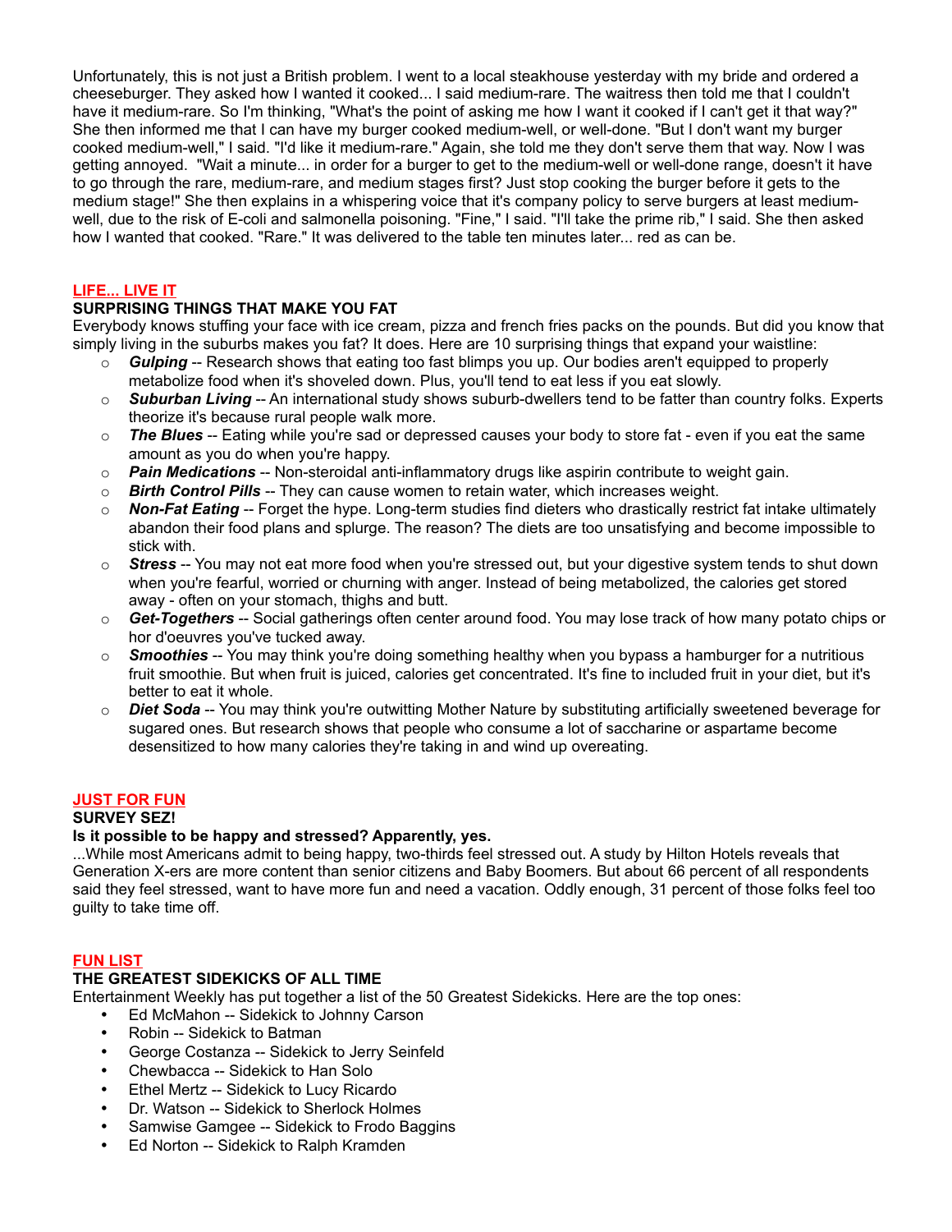Unfortunately, this is not just a British problem. I went to a local steakhouse yesterday with my bride and ordered a cheeseburger. They asked how I wanted it cooked... I said medium-rare. The waitress then told me that I couldn't have it medium-rare. So I'm thinking, "What's the point of asking me how I want it cooked if I can't get it that way?" She then informed me that I can have my burger cooked medium-well, or well-done. "But I don't want my burger cooked medium-well," I said. "I'd like it medium-rare." Again, she told me they don't serve them that way. Now I was getting annoyed. "Wait a minute... in order for a burger to get to the medium-well or well-done range, doesn't it have to go through the rare, medium-rare, and medium stages first? Just stop cooking the burger before it gets to the medium stage!" She then explains in a whispering voice that it's company policy to serve burgers at least medium-well, due to the risk of E-coli and salmonella poisoning. "Fine," I said. "I'll take the prime rib," I said. She then asked how I wanted that cooked. "Rare." It was delivered to the table ten minutes later... red as can be.

## LIFE... LIVE IT

### SURPRISING THINGS THAT MAKE YOU FAT

Everybody knows stuffing your face with ice cream, pizza and french fries packs on the pounds. But did you know that simply living in the suburbs makes you fat? It does. Here are 10 surprising things that expand your waistline:

- ***Gulping*** -- Research shows that eating too fast blimps you up. Our bodies aren't equipped to properly metabolize food when it's shoveled down. Plus, you'll tend to eat less if you eat slowly.
- ***Suburban Living*** -- An international study shows suburb-dwellers tend to be fatter than country folks. Experts theorize it's because rural people walk more.
- ***The Blues*** -- Eating while you're sad or depressed causes your body to store fat - even if you eat the same amount as you do when you're happy.
- ***Pain Medications*** -- Non-steroidal anti-inflammatory drugs like aspirin contribute to weight gain.
- ***Birth Control Pills*** -- They can cause women to retain water, which increases weight.
- ***Non-Fat Eating*** -- Forget the hype. Long-term studies find dieters who drastically restrict fat intake ultimately abandon their food plans and splurge. The reason? The diets are too unsatisfying and become impossible to stick with.
- ***Stress*** -- You may not eat more food when you're stressed out, but your digestive system tends to shut down when you're fearful, worried or churning with anger. Instead of being metabolized, the calories get stored away - often on your stomach, thighs and butt.
- ***Get-Togethers*** -- Social gatherings often center around food. You may lose track of how many potato chips or hor d'oeuvres you've tucked away.
- ***Smoothies*** -- You may think you're doing something healthy when you bypass a hamburger for a nutritious fruit smoothie. But when fruit is juiced, calories get concentrated. It's fine to included fruit in your diet, but it's better to eat it whole.
- ***Diet Soda*** -- You may think you're outwitting Mother Nature by substituting artificially sweetened beverage for sugared ones. But research shows that people who consume a lot of saccharine or aspartame become desensitized to how many calories they're taking in and wind up overeating.

## JUST FOR FUN

### SURVEY SEZ!

**Is it possible to be happy and stressed? Apparently, yes.**

...While most Americans admit to being happy, two-thirds feel stressed out. A study by Hilton Hotels reveals that Generation X-ers are more content than senior citizens and Baby Boomers. But about 66 percent of all respondents said they feel stressed, want to have more fun and need a vacation. Oddly enough, 31 percent of those folks feel too guilty to take time off.

## FUN LIST

### THE GREATEST SIDEKICKS OF ALL TIME

Entertainment Weekly has put together a list of the 50 Greatest Sidekicks. Here are the top ones:

- Ed McMahon -- Sidekick to Johnny Carson
- Robin -- Sidekick to Batman
- George Costanza -- Sidekick to Jerry Seinfeld
- Chewbacca -- Sidekick to Han Solo
- Ethel Mertz -- Sidekick to Lucy Ricardo
- Dr. Watson -- Sidekick to Sherlock Holmes
- Samwise Gamgee -- Sidekick to Frodo Baggins
- Ed Norton -- Sidekick to Ralph Kramden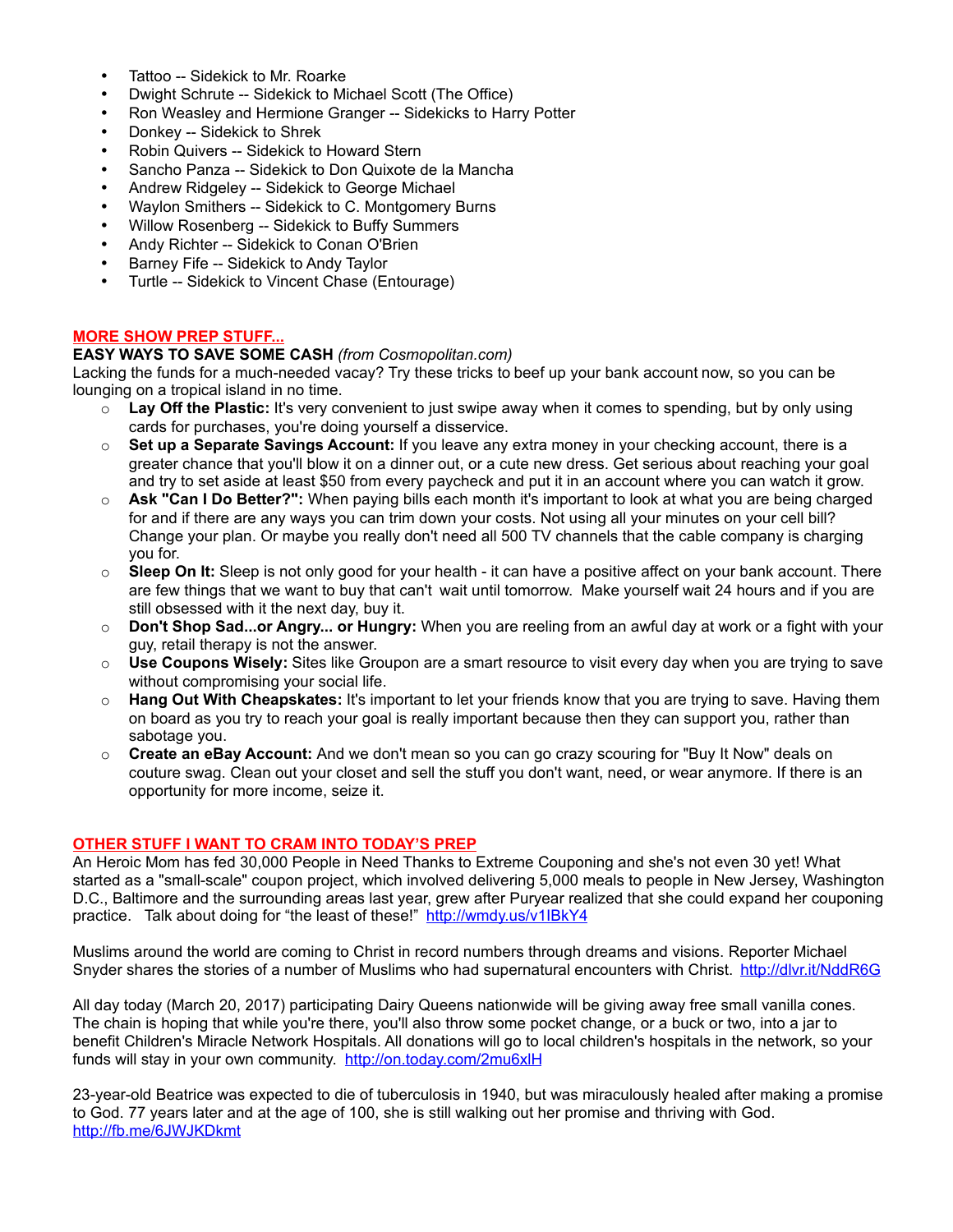- Tattoo -- Sidekick to Mr. Roarke
- Dwight Schrute -- Sidekick to Michael Scott (The Office)
- Ron Weasley and Hermione Granger -- Sidekicks to Harry Potter
- Donkey -- Sidekick to Shrek
- Robin Quivers -- Sidekick to Howard Stern
- Sancho Panza -- Sidekick to Don Quixote de la Mancha
- Andrew Ridgeley -- Sidekick to George Michael
- Waylon Smithers -- Sidekick to C. Montgomery Burns
- Willow Rosenberg -- Sidekick to Buffy Summers
- Andy Richter -- Sidekick to Conan O'Brien
- Barney Fife -- Sidekick to Andy Taylor
- Turtle -- Sidekick to Vincent Chase (Entourage)

## MORE SHOW PREP STUFF...

**EASY WAYS TO SAVE SOME CASH** *(from Cosmopolitan.com)*

Lacking the funds for a much-needed vacay? Try these tricks to beef up your bank account now, so you can be lounging on a tropical island in no time.

- **Lay Off the Plastic:** It's very convenient to just swipe away when it comes to spending, but by only using cards for purchases, you're doing yourself a disservice.
- **Set up a Separate Savings Account:** If you leave any extra money in your checking account, there is a greater chance that you'll blow it on a dinner out, or a cute new dress. Get serious about reaching your goal and try to set aside at least $50 from every paycheck and put it in an account where you can watch it grow.
- **Ask "Can I Do Better?":** When paying bills each month it's important to look at what you are being charged for and if there are any ways you can trim down your costs. Not using all your minutes on your cell bill? Change your plan. Or maybe you really don't need all 500 TV channels that the cable company is charging you for.
- **Sleep On It:** Sleep is not only good for your health - it can have a positive affect on your bank account. There are few things that we want to buy that can't wait until tomorrow. Make yourself wait 24 hours and if you are still obsessed with it the next day, buy it.
- **Don't Shop Sad...or Angry... or Hungry:** When you are reeling from an awful day at work or a fight with your guy, retail therapy is not the answer.
- **Use Coupons Wisely:** Sites like Groupon are a smart resource to visit every day when you are trying to save without compromising your social life.
- **Hang Out With Cheapskates:** It's important to let your friends know that you are trying to save. Having them on board as you try to reach your goal is really important because then they can support you, rather than sabotage you.
- **Create an eBay Account:** And we don't mean so you can go crazy scouring for "Buy It Now" deals on couture swag. Clean out your closet and sell the stuff you don't want, need, or wear anymore. If there is an opportunity for more income, seize it.

## OTHER STUFF I WANT TO CRAM INTO TODAY'S PREP

An Heroic Mom has fed 30,000 People in Need Thanks to Extreme Couponing and she's not even 30 yet! What started as a "small-scale" coupon project, which involved delivering 5,000 meals to people in New Jersey, Washington D.C., Baltimore and the surrounding areas last year, grew after Puryear realized that she could expand her couponing practice. Talk about doing for "the least of these!" http://wmdy.us/v1lBkY4

Muslims around the world are coming to Christ in record numbers through dreams and visions. Reporter Michael Snyder shares the stories of a number of Muslims who had supernatural encounters with Christ. http://dlvr.it/NddR6G

All day today (March 20, 2017) participating Dairy Queens nationwide will be giving away free small vanilla cones. The chain is hoping that while you're there, you'll also throw some pocket change, or a buck or two, into a jar to benefit Children's Miracle Network Hospitals. All donations will go to local children's hospitals in the network, so your funds will stay in your own community. http://on.today.com/2mu6xlH

23-year-old Beatrice was expected to die of tuberculosis in 1940, but was miraculously healed after making a promise to God. 77 years later and at the age of 100, she is still walking out her promise and thriving with God. http://fb.me/6JWJKDkmt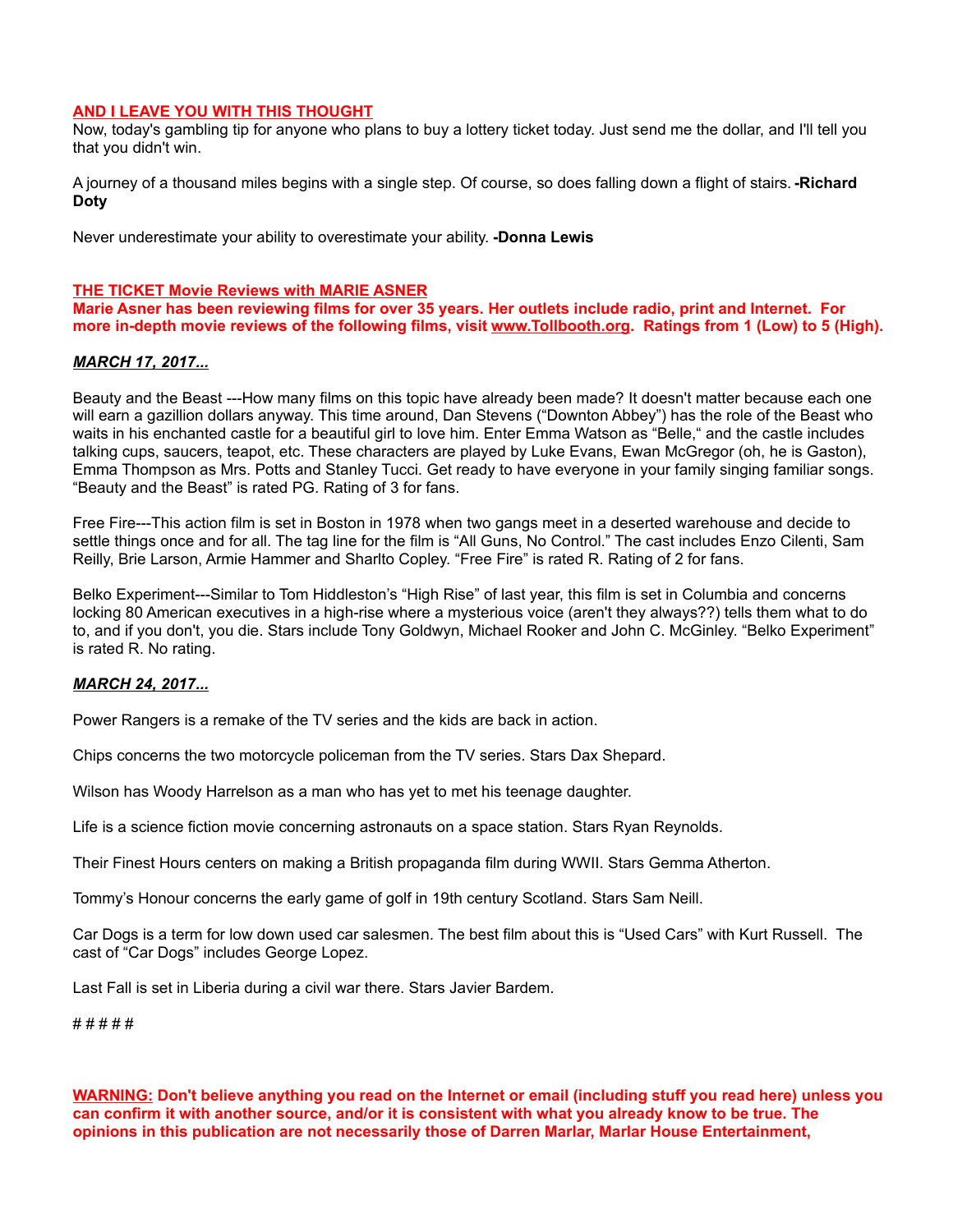## AND I LEAVE YOU WITH THIS THOUGHT

Now, today's gambling tip for anyone who plans to buy a lottery ticket today. Just send me the dollar, and I'll tell you that you didn't win.

A journey of a thousand miles begins with a single step. Of course, so does falling down a flight of stairs. **-Richard Doty**

Never underestimate your ability to overestimate your ability. **-Donna Lewis**

## THE TICKET Movie Reviews with MARIE ASNER

**Marie Asner has been reviewing films for over 35 years. Her outlets include radio, print and Internet. For more in-depth movie reviews of the following films, visit www.Tollbooth.org. Ratings from 1 (Low) to 5 (High).**

### *MARCH 17, 2017...*

Beauty and the Beast ---How many films on this topic have already been made? It doesn't matter because each one will earn a gazillion dollars anyway. This time around, Dan Stevens ("Downton Abbey") has the role of the Beast who waits in his enchanted castle for a beautiful girl to love him. Enter Emma Watson as "Belle," and the castle includes talking cups, saucers, teapot, etc. These characters are played by Luke Evans, Ewan McGregor (oh, he is Gaston), Emma Thompson as Mrs. Potts and Stanley Tucci. Get ready to have everyone in your family singing familiar songs. "Beauty and the Beast" is rated PG. Rating of 3 for fans.

Free Fire---This action film is set in Boston in 1978 when two gangs meet in a deserted warehouse and decide to settle things once and for all. The tag line for the film is "All Guns, No Control." The cast includes Enzo Cilenti, Sam Reilly, Brie Larson, Armie Hammer and Sharlto Copley. "Free Fire" is rated R. Rating of 2 for fans.

Belko Experiment---Similar to Tom Hiddleston's "High Rise" of last year, this film is set in Columbia and concerns locking 80 American executives in a high-rise where a mysterious voice (aren't they always??) tells them what to do to, and if you don't, you die. Stars include Tony Goldwyn, Michael Rooker and John C. McGinley. "Belko Experiment" is rated R. No rating.

### *MARCH 24, 2017...*

Power Rangers is a remake of the TV series and the kids are back in action.

Chips concerns the two motorcycle policeman from the TV series. Stars Dax Shepard.

Wilson has Woody Harrelson as a man who has yet to met his teenage daughter.

Life is a science fiction movie concerning astronauts on a space station. Stars Ryan Reynolds.

Their Finest Hours centers on making a British propaganda film during WWII. Stars Gemma Atherton.

Tommy's Honour concerns the early game of golf in 19th century Scotland. Stars Sam Neill.

Car Dogs is a term for low down used car salesmen. The best film about this is "Used Cars" with Kurt Russell. The cast of "Car Dogs" includes George Lopez.

Last Fall is set in Liberia during a civil war there. Stars Javier Bardem.

# # # # #

**WARNING: Don't believe anything you read on the Internet or email (including stuff you read here) unless you can confirm it with another source, and/or it is consistent with what you already know to be true. The opinions in this publication are not necessarily those of Darren Marlar, Marlar House Entertainment,**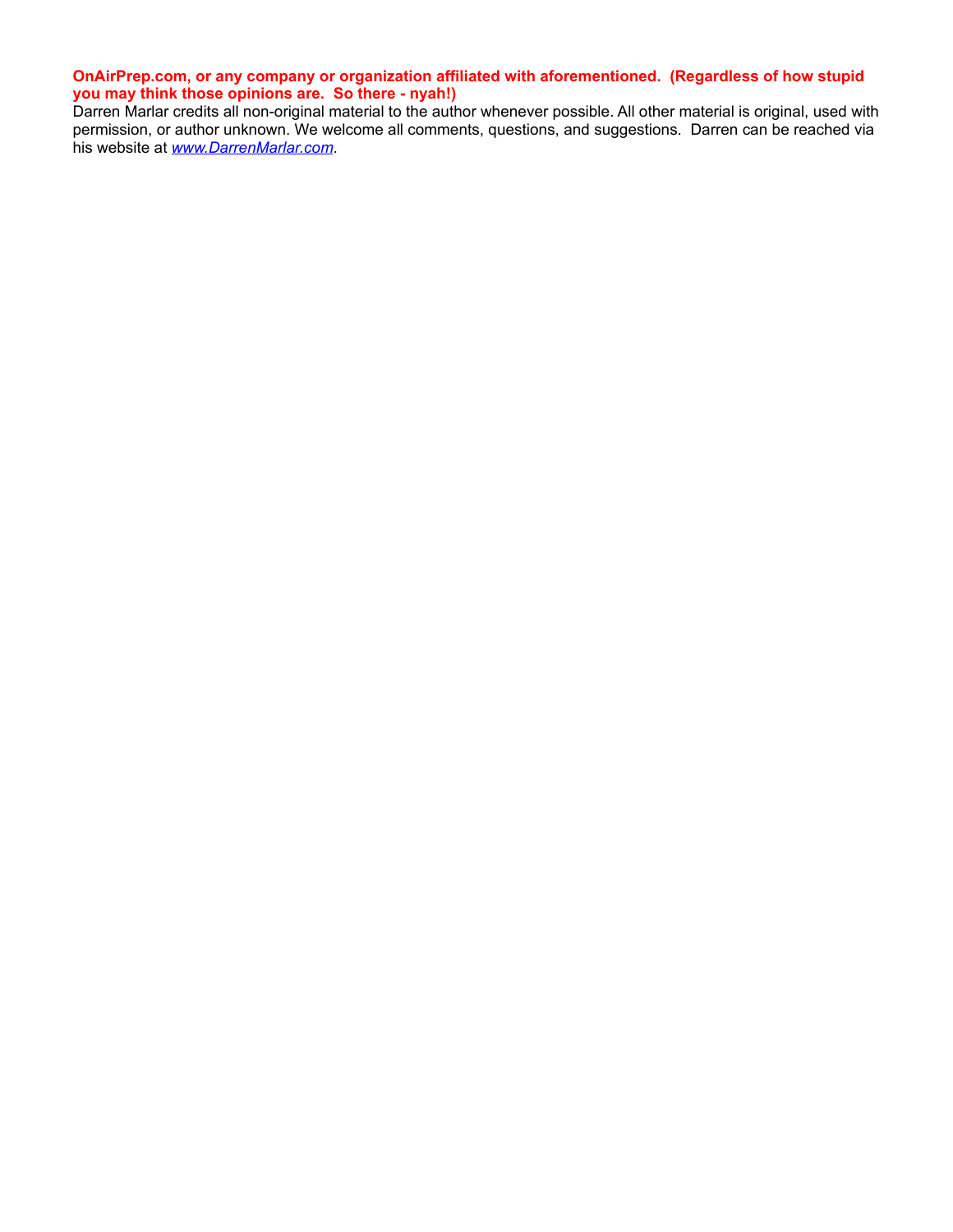**OnAirPrep.com, or any company or organization affiliated with aforementioned. (Regardless of how stupid you may think those opinions are. So there - nyah!)**

Darren Marlar credits all non-original material to the author whenever possible. All other material is original, used with permission, or author unknown. We welcome all comments, questions, and suggestions. Darren can be reached via his website at *www.DarrenMarlar.com*.